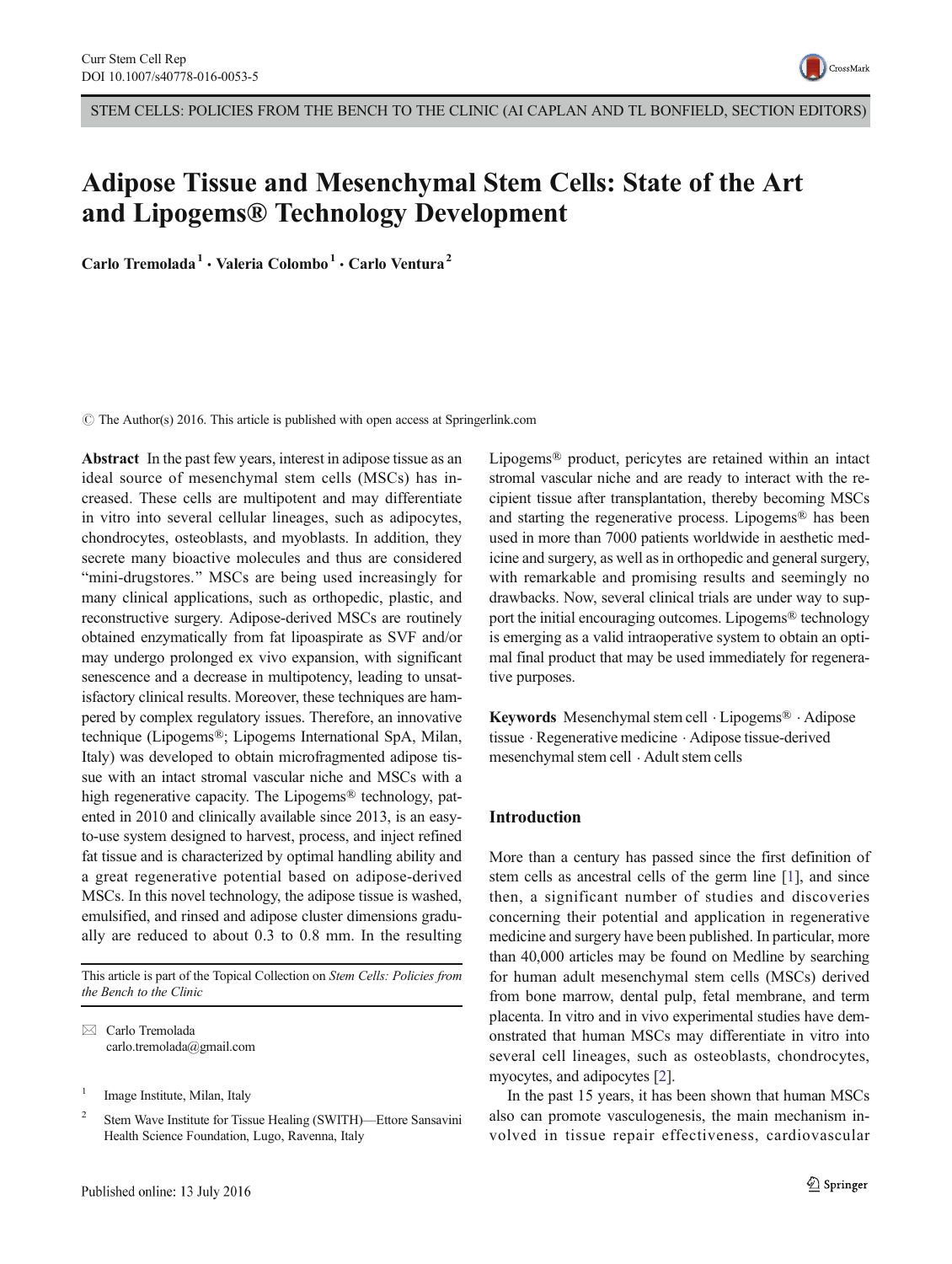STEM CELLS: POLICIES FROM THE BENCH TO THE CLINIC (AI CAPLAN AND TL BONFIELD, SECTION EDITORS)

# Adipose Tissue and Mesenchymal Stem Cells: State of the Art and Lipogems® Technology Development

**Carlo Tremolada[1] · Valeria Colombo[1] · Carlo Ventura[2]**

© The Author(s) 2016. This article is published with open access at Springerlink.com

**Abstract** In the past few years, interest in adipose tissue as an ideal source of mesenchymal stem cells (MSCs) has increased. These cells are multipotent and may differentiate in vitro into several cellular lineages, such as adipocytes, chondrocytes, osteoblasts, and myoblasts. In addition, they secrete many bioactive molecules and thus are considered "mini-drugstores." MSCs are being used increasingly for many clinical applications, such as orthopedic, plastic, and reconstructive surgery. Adipose-derived MSCs are routinely obtained enzymatically from fat lipoaspirate as SVF and/or may undergo prolonged ex vivo expansion, with significant senescence and a decrease in multipotency, leading to unsatisfactory clinical results. Moreover, these techniques are hampered by complex regulatory issues. Therefore, an innovative technique (Lipogems®; Lipogems International SpA, Milan, Italy) was developed to obtain microfragmented adipose tissue with an intact stromal vascular niche and MSCs with a high regenerative capacity. The Lipogems® technology, patented in 2010 and clinically available since 2013, is an easy-to-use system designed to harvest, process, and inject refined fat tissue and is characterized by optimal handling ability and a great regenerative potential based on adipose-derived MSCs. In this novel technology, the adipose tissue is washed, emulsified, and rinsed and adipose cluster dimensions gradually are reduced to about 0.3 to 0.8 mm. In the resulting Lipogems® product, pericytes are retained within an intact stromal vascular niche and are ready to interact with the recipient tissue after transplantation, thereby becoming MSCs and starting the regenerative process. Lipogems® has been used in more than 7000 patients worldwide in aesthetic medicine and surgery, as well as in orthopedic and general surgery, with remarkable and promising results and seemingly no drawbacks. Now, several clinical trials are under way to support the initial encouraging outcomes. Lipogems® technology is emerging as a valid intraoperative system to obtain an optimal final product that may be used immediately for regenerative purposes.

**Keywords** Mesenchymal stem cell · Lipogems® · Adipose tissue · Regenerative medicine · Adipose tissue-derived mesenchymal stem cell · Adult stem cells

This article is part of the Topical Collection on *Stem Cells: Policies from the Bench to the Clinic*

✉ Carlo Tremolada
carlo.tremolada@gmail.com

[1] Image Institute, Milan, Italy

[2] Stem Wave Institute for Tissue Healing (SWITH)—Ettore Sansavini Health Science Foundation, Lugo, Ravenna, Italy

## Introduction

More than a century has passed since the first definition of stem cells as ancestral cells of the germ line [1], and since then, a significant number of studies and discoveries concerning their potential and application in regenerative medicine and surgery have been published. In particular, more than 40,000 articles may be found on Medline by searching for human adult mesenchymal stem cells (MSCs) derived from bone marrow, dental pulp, fetal membrane, and term placenta. In vitro and in vivo experimental studies have demonstrated that human MSCs may differentiate in vitro into several cell lineages, such as osteoblasts, chondrocytes, myocytes, and adipocytes [2].

In the past 15 years, it has been shown that human MSCs also can promote vasculogenesis, the main mechanism involved in tissue repair effectiveness, cardiovascular

Published online: 13 July 2016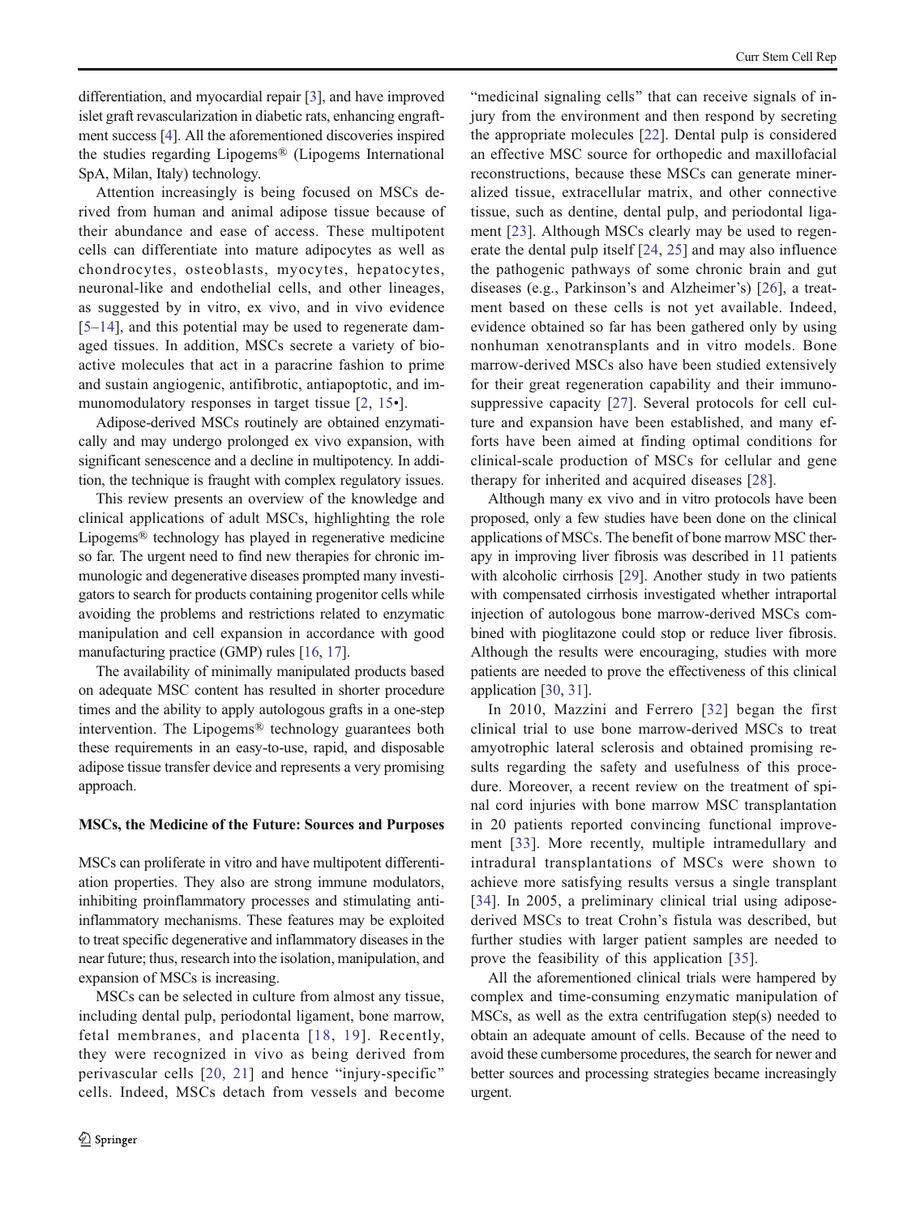differentiation, and myocardial repair [3], and have improved islet graft revascularization in diabetic rats, enhancing engraftment success [4]. All the aforementioned discoveries inspired the studies regarding Lipogems® (Lipogems International SpA, Milan, Italy) technology.

Attention increasingly is being focused on MSCs derived from human and animal adipose tissue because of their abundance and ease of access. These multipotent cells can differentiate into mature adipocytes as well as chondrocytes, osteoblasts, myocytes, hepatocytes, neuronal-like and endothelial cells, and other lineages, as suggested by in vitro, ex vivo, and in vivo evidence [5–14], and this potential may be used to regenerate damaged tissues. In addition, MSCs secrete a variety of bioactive molecules that act in a paracrine fashion to prime and sustain angiogenic, antifibrotic, antiapoptotic, and immunomodulatory responses in target tissue [2, 15•].

Adipose-derived MSCs routinely are obtained enzymatically and may undergo prolonged ex vivo expansion, with significant senescence and a decline in multipotency. In addition, the technique is fraught with complex regulatory issues.

This review presents an overview of the knowledge and clinical applications of adult MSCs, highlighting the role Lipogems® technology has played in regenerative medicine so far. The urgent need to find new therapies for chronic immunologic and degenerative diseases prompted many investigators to search for products containing progenitor cells while avoiding the problems and restrictions related to enzymatic manipulation and cell expansion in accordance with good manufacturing practice (GMP) rules [16, 17].

The availability of minimally manipulated products based on adequate MSC content has resulted in shorter procedure times and the ability to apply autologous grafts in a one-step intervention. The Lipogems® technology guarantees both these requirements in an easy-to-use, rapid, and disposable adipose tissue transfer device and represents a very promising approach.

**MSCs, the Medicine of the Future: Sources and Purposes**

MSCs can proliferate in vitro and have multipotent differentiation properties. They also are strong immune modulators, inhibiting proinflammatory processes and stimulating anti-inflammatory mechanisms. These features may be exploited to treat specific degenerative and inflammatory diseases in the near future; thus, research into the isolation, manipulation, and expansion of MSCs is increasing.

MSCs can be selected in culture from almost any tissue, including dental pulp, periodontal ligament, bone marrow, fetal membranes, and placenta [18, 19]. Recently, they were recognized in vivo as being derived from perivascular cells [20, 21] and hence "injury-specific" cells. Indeed, MSCs detach from vessels and become "medicinal signaling cells" that can receive signals of injury from the environment and then respond by secreting the appropriate molecules [22]. Dental pulp is considered an effective MSC source for orthopedic and maxillofacial reconstructions, because these MSCs can generate mineralized tissue, extracellular matrix, and other connective tissue, such as dentine, dental pulp, and periodontal ligament [23]. Although MSCs clearly may be used to regenerate the dental pulp itself [24, 25] and may also influence the pathogenic pathways of some chronic brain and gut diseases (e.g., Parkinson's and Alzheimer's) [26], a treatment based on these cells is not yet available. Indeed, evidence obtained so far has been gathered only by using nonhuman xenotransplants and in vitro models. Bone marrow-derived MSCs also have been studied extensively for their great regeneration capability and their immunosuppressive capacity [27]. Several protocols for cell culture and expansion have been established, and many efforts have been aimed at finding optimal conditions for clinical-scale production of MSCs for cellular and gene therapy for inherited and acquired diseases [28].

Although many ex vivo and in vitro protocols have been proposed, only a few studies have been done on the clinical applications of MSCs. The benefit of bone marrow MSC therapy in improving liver fibrosis was described in 11 patients with alcoholic cirrhosis [29]. Another study in two patients with compensated cirrhosis investigated whether intraportal injection of autologous bone marrow-derived MSCs combined with pioglitazone could stop or reduce liver fibrosis. Although the results were encouraging, studies with more patients are needed to prove the effectiveness of this clinical application [30, 31].

In 2010, Mazzini and Ferrero [32] began the first clinical trial to use bone marrow-derived MSCs to treat amyotrophic lateral sclerosis and obtained promising results regarding the safety and usefulness of this procedure. Moreover, a recent review on the treatment of spinal cord injuries with bone marrow MSC transplantation in 20 patients reported convincing functional improvement [33]. More recently, multiple intramedullary and intradural transplantations of MSCs were shown to achieve more satisfying results versus a single transplant [34]. In 2005, a preliminary clinical trial using adipose-derived MSCs to treat Crohn's fistula was described, but further studies with larger patient samples are needed to prove the feasibility of this application [35].

All the aforementioned clinical trials were hampered by complex and time-consuming enzymatic manipulation of MSCs, as well as the extra centrifugation step(s) needed to obtain an adequate amount of cells. Because of the need to avoid these cumbersome procedures, the search for newer and better sources and processing strategies became increasingly urgent.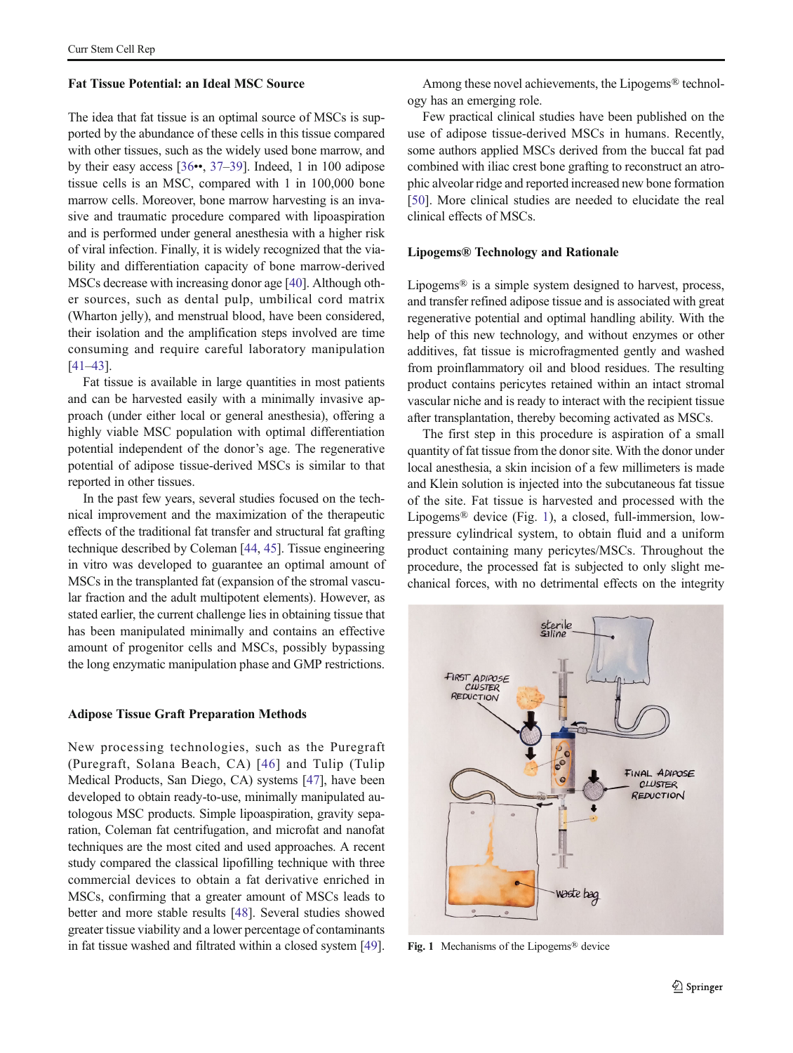### Fat Tissue Potential: an Ideal MSC Source

The idea that fat tissue is an optimal source of MSCs is supported by the abundance of these cells in this tissue compared with other tissues, such as the widely used bone marrow, and by their easy access [36••, 37–39]. Indeed, 1 in 100 adipose tissue cells is an MSC, compared with 1 in 100,000 bone marrow cells. Moreover, bone marrow harvesting is an invasive and traumatic procedure compared with lipoaspiration and is performed under general anesthesia with a higher risk of viral infection. Finally, it is widely recognized that the viability and differentiation capacity of bone marrow-derived MSCs decrease with increasing donor age [40]. Although other sources, such as dental pulp, umbilical cord matrix (Wharton jelly), and menstrual blood, have been considered, their isolation and the amplification steps involved are time consuming and require careful laboratory manipulation [41–43].

Fat tissue is available in large quantities in most patients and can be harvested easily with a minimally invasive approach (under either local or general anesthesia), offering a highly viable MSC population with optimal differentiation potential independent of the donor's age. The regenerative potential of adipose tissue-derived MSCs is similar to that reported in other tissues.

In the past few years, several studies focused on the technical improvement and the maximization of the therapeutic effects of the traditional fat transfer and structural fat grafting technique described by Coleman [44, 45]. Tissue engineering in vitro was developed to guarantee an optimal amount of MSCs in the transplanted fat (expansion of the stromal vascular fraction and the adult multipotent elements). However, as stated earlier, the current challenge lies in obtaining tissue that has been manipulated minimally and contains an effective amount of progenitor cells and MSCs, possibly bypassing the long enzymatic manipulation phase and GMP restrictions.

### Adipose Tissue Graft Preparation Methods

New processing technologies, such as the Puregraft (Puregraft, Solana Beach, CA) [46] and Tulip (Tulip Medical Products, San Diego, CA) systems [47], have been developed to obtain ready-to-use, minimally manipulated autologous MSC products. Simple lipoaspiration, gravity separation, Coleman fat centrifugation, and microfat and nanofat techniques are the most cited and used approaches. A recent study compared the classical lipofilling technique with three commercial devices to obtain a fat derivative enriched in MSCs, confirming that a greater amount of MSCs leads to better and more stable results [48]. Several studies showed greater tissue viability and a lower percentage of contaminants in fat tissue washed and filtrated within a closed system [49].

Among these novel achievements, the Lipogems® technology has an emerging role.

Few practical clinical studies have been published on the use of adipose tissue-derived MSCs in humans. Recently, some authors applied MSCs derived from the buccal fat pad combined with iliac crest bone grafting to reconstruct an atrophic alveolar ridge and reported increased new bone formation [50]. More clinical studies are needed to elucidate the real clinical effects of MSCs.

### Lipogems® Technology and Rationale

Lipogems® is a simple system designed to harvest, process, and transfer refined adipose tissue and is associated with great regenerative potential and optimal handling ability. With the help of this new technology, and without enzymes or other additives, fat tissue is microfragmented gently and washed from proinflammatory oil and blood residues. The resulting product contains pericytes retained within an intact stromal vascular niche and is ready to interact with the recipient tissue after transplantation, thereby becoming activated as MSCs.

The first step in this procedure is aspiration of a small quantity of fat tissue from the donor site. With the donor under local anesthesia, a skin incision of a few millimeters is made and Klein solution is injected into the subcutaneous fat tissue of the site. Fat tissue is harvested and processed with the Lipogems® device (Fig. 1), a closed, full-immersion, low-pressure cylindrical system, to obtain fluid and a uniform product containing many pericytes/MSCs. Throughout the procedure, the processed fat is subjected to only slight mechanical forces, with no detrimental effects on the integrity

sterile saline

FIRST ADIPOSE CLUSTER REDUCTION

FINAL ADIPOSE CLUSTER REDUCTION

waste bag

**Fig. 1** Mechanisms of the Lipogems® device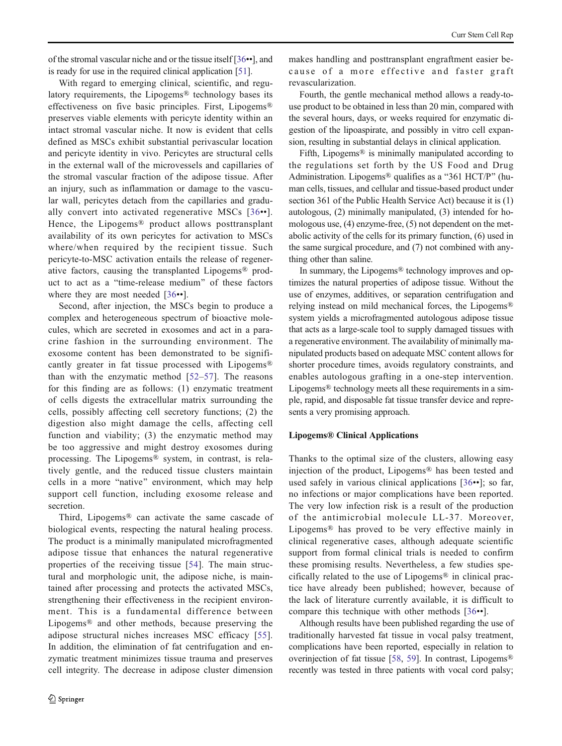of the stromal vascular niche and or the tissue itself [36••], and is ready for use in the required clinical application [51].

With regard to emerging clinical, scientific, and regulatory requirements, the Lipogems® technology bases its effectiveness on five basic principles. First, Lipogems® preserves viable elements with pericyte identity within an intact stromal vascular niche. It now is evident that cells defined as MSCs exhibit substantial perivascular location and pericyte identity in vivo. Pericytes are structural cells in the external wall of the microvessels and capillaries of the stromal vascular fraction of the adipose tissue. After an injury, such as inflammation or damage to the vascular wall, pericytes detach from the capillaries and gradually convert into activated regenerative MSCs [36••]. Hence, the Lipogems® product allows posttransplant availability of its own pericytes for activation to MSCs where/when required by the recipient tissue. Such pericyte-to-MSC activation entails the release of regenerative factors, causing the transplanted Lipogems® product to act as a "time-release medium" of these factors where they are most needed [36••].

Second, after injection, the MSCs begin to produce a complex and heterogeneous spectrum of bioactive molecules, which are secreted in exosomes and act in a paracrine fashion in the surrounding environment. The exosome content has been demonstrated to be significantly greater in fat tissue processed with Lipogems® than with the enzymatic method [52–57]. The reasons for this finding are as follows: (1) enzymatic treatment of cells digests the extracellular matrix surrounding the cells, possibly affecting cell secretory functions; (2) the digestion also might damage the cells, affecting cell function and viability; (3) the enzymatic method may be too aggressive and might destroy exosomes during processing. The Lipogems® system, in contrast, is relatively gentle, and the reduced tissue clusters maintain cells in a more "native" environment, which may help support cell function, including exosome release and secretion.

Third, Lipogems® can activate the same cascade of biological events, respecting the natural healing process. The product is a minimally manipulated microfragmented adipose tissue that enhances the natural regenerative properties of the receiving tissue [54]. The main structural and morphologic unit, the adipose niche, is maintained after processing and protects the activated MSCs, strengthening their effectiveness in the recipient environment. This is a fundamental difference between Lipogems® and other methods, because preserving the adipose structural niches increases MSC efficacy [55]. In addition, the elimination of fat centrifugation and enzymatic treatment minimizes tissue trauma and preserves cell integrity. The decrease in adipose cluster dimension makes handling and posttransplant engraftment easier because of a more effective and faster graft revascularization.

Fourth, the gentle mechanical method allows a ready-to-use product to be obtained in less than 20 min, compared with the several hours, days, or weeks required for enzymatic digestion of the lipoaspirate, and possibly in vitro cell expansion, resulting in substantial delays in clinical application.

Fifth, Lipogems® is minimally manipulated according to the regulations set forth by the US Food and Drug Administration. Lipogems® qualifies as a "361 HCT/P" (human cells, tissues, and cellular and tissue-based product under section 361 of the Public Health Service Act) because it is (1) autologous, (2) minimally manipulated, (3) intended for homologous use, (4) enzyme-free, (5) not dependent on the metabolic activity of the cells for its primary function, (6) used in the same surgical procedure, and (7) not combined with anything other than saline.

In summary, the Lipogems® technology improves and optimizes the natural properties of adipose tissue. Without the use of enzymes, additives, or separation centrifugation and relying instead on mild mechanical forces, the Lipogems® system yields a microfragmented autologous adipose tissue that acts as a large-scale tool to supply damaged tissues with a regenerative environment. The availability of minimally manipulated products based on adequate MSC content allows for shorter procedure times, avoids regulatory constraints, and enables autologous grafting in a one-step intervention. Lipogems® technology meets all these requirements in a simple, rapid, and disposable fat tissue transfer device and represents a very promising approach.

## Lipogems® Clinical Applications

Thanks to the optimal size of the clusters, allowing easy injection of the product, Lipogems® has been tested and used safely in various clinical applications [36••]; so far, no infections or major complications have been reported. The very low infection risk is a result of the production of the antimicrobial molecule LL-37. Moreover, Lipogems® has proved to be very effective mainly in clinical regenerative cases, although adequate scientific support from formal clinical trials is needed to confirm these promising results. Nevertheless, a few studies specifically related to the use of Lipogems® in clinical practice have already been published; however, because of the lack of literature currently available, it is difficult to compare this technique with other methods [36••].

Although results have been published regarding the use of traditionally harvested fat tissue in vocal palsy treatment, complications have been reported, especially in relation to overinjection of fat tissue [58, 59]. In contrast, Lipogems® recently was tested in three patients with vocal cord palsy;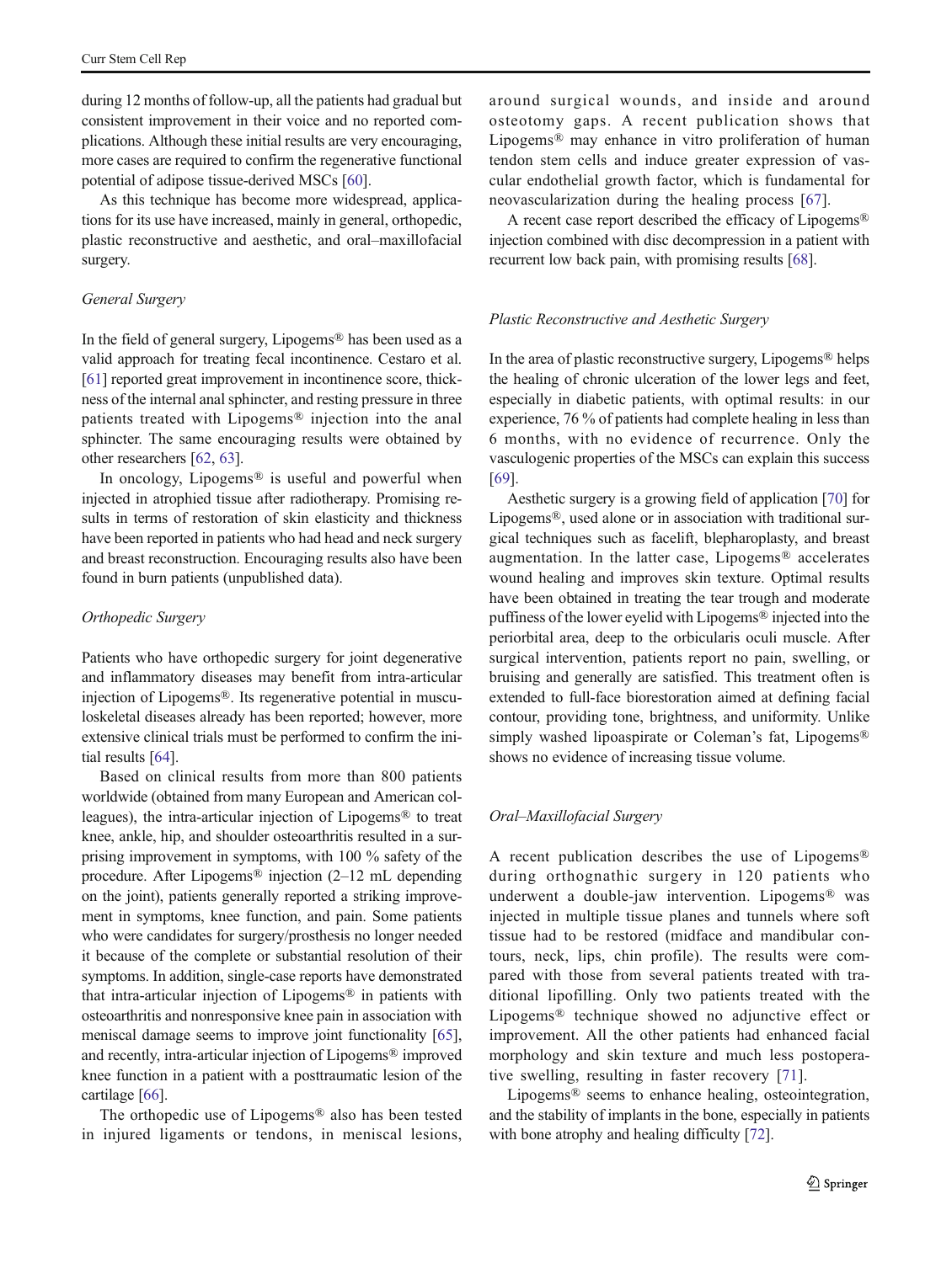during 12 months of follow-up, all the patients had gradual but consistent improvement in their voice and no reported complications. Although these initial results are very encouraging, more cases are required to confirm the regenerative functional potential of adipose tissue-derived MSCs [60].

As this technique has become more widespread, applications for its use have increased, mainly in general, orthopedic, plastic reconstructive and aesthetic, and oral–maxillofacial surgery.

*General Surgery*

In the field of general surgery, Lipogems® has been used as a valid approach for treating fecal incontinence. Cestaro et al. [61] reported great improvement in incontinence score, thickness of the internal anal sphincter, and resting pressure in three patients treated with Lipogems® injection into the anal sphincter. The same encouraging results were obtained by other researchers [62, 63].

In oncology, Lipogems® is useful and powerful when injected in atrophied tissue after radiotherapy. Promising results in terms of restoration of skin elasticity and thickness have been reported in patients who had head and neck surgery and breast reconstruction. Encouraging results also have been found in burn patients (unpublished data).

*Orthopedic Surgery*

Patients who have orthopedic surgery for joint degenerative and inflammatory diseases may benefit from intra-articular injection of Lipogems®. Its regenerative potential in musculoskeletal diseases already has been reported; however, more extensive clinical trials must be performed to confirm the initial results [64].

Based on clinical results from more than 800 patients worldwide (obtained from many European and American colleagues), the intra-articular injection of Lipogems® to treat knee, ankle, hip, and shoulder osteoarthritis resulted in a surprising improvement in symptoms, with 100 % safety of the procedure. After Lipogems® injection (2–12 mL depending on the joint), patients generally reported a striking improvement in symptoms, knee function, and pain. Some patients who were candidates for surgery/prosthesis no longer needed it because of the complete or substantial resolution of their symptoms. In addition, single-case reports have demonstrated that intra-articular injection of Lipogems® in patients with osteoarthritis and nonresponsive knee pain in association with meniscal damage seems to improve joint functionality [65], and recently, intra-articular injection of Lipogems® improved knee function in a patient with a posttraumatic lesion of the cartilage [66].

The orthopedic use of Lipogems® also has been tested in injured ligaments or tendons, in meniscal lesions, around surgical wounds, and inside and around osteotomy gaps. A recent publication shows that Lipogems® may enhance in vitro proliferation of human tendon stem cells and induce greater expression of vascular endothelial growth factor, which is fundamental for neovascularization during the healing process [67].

A recent case report described the efficacy of Lipogems® injection combined with disc decompression in a patient with recurrent low back pain, with promising results [68].

*Plastic Reconstructive and Aesthetic Surgery*

In the area of plastic reconstructive surgery, Lipogems® helps the healing of chronic ulceration of the lower legs and feet, especially in diabetic patients, with optimal results: in our experience, 76 % of patients had complete healing in less than 6 months, with no evidence of recurrence. Only the vasculogenic properties of the MSCs can explain this success [69].

Aesthetic surgery is a growing field of application [70] for Lipogems®, used alone or in association with traditional surgical techniques such as facelift, blepharoplasty, and breast augmentation. In the latter case, Lipogems® accelerates wound healing and improves skin texture. Optimal results have been obtained in treating the tear trough and moderate puffiness of the lower eyelid with Lipogems® injected into the periorbital area, deep to the orbicularis oculi muscle. After surgical intervention, patients report no pain, swelling, or bruising and generally are satisfied. This treatment often is extended to full-face biorestoration aimed at defining facial contour, providing tone, brightness, and uniformity. Unlike simply washed lipoaspirate or Coleman's fat, Lipogems® shows no evidence of increasing tissue volume.

*Oral–Maxillofacial Surgery*

A recent publication describes the use of Lipogems® during orthognathic surgery in 120 patients who underwent a double-jaw intervention. Lipogems® was injected in multiple tissue planes and tunnels where soft tissue had to be restored (midface and mandibular contours, neck, lips, chin profile). The results were compared with those from several patients treated with traditional lipofilling. Only two patients treated with the Lipogems® technique showed no adjunctive effect or improvement. All the other patients had enhanced facial morphology and skin texture and much less postoperative swelling, resulting in faster recovery [71].

Lipogems® seems to enhance healing, osteointegration, and the stability of implants in the bone, especially in patients with bone atrophy and healing difficulty [72].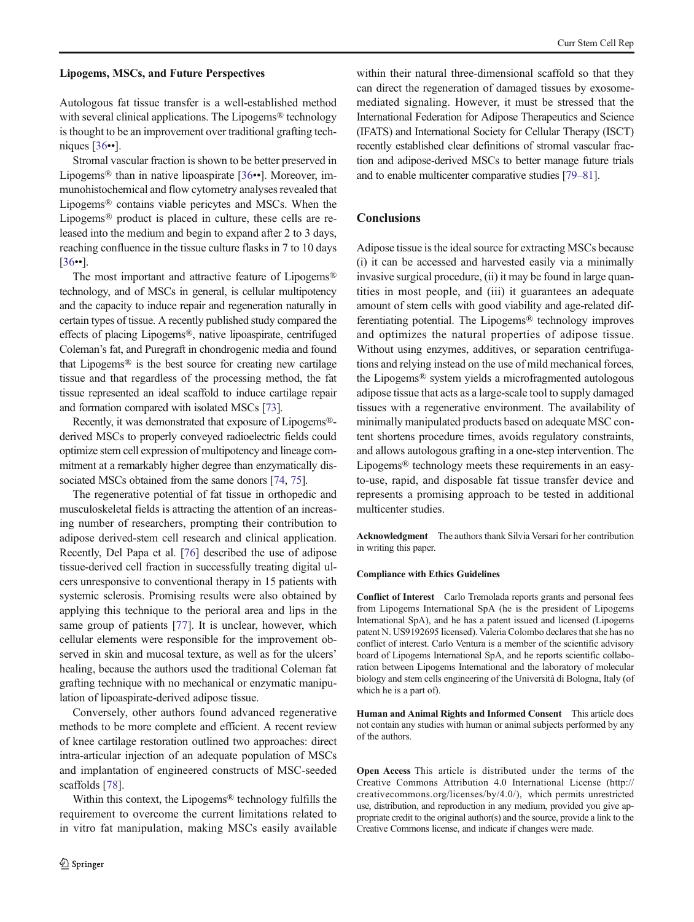### Lipogems, MSCs, and Future Perspectives

Autologous fat tissue transfer is a well-established method with several clinical applications. The Lipogems® technology is thought to be an improvement over traditional grafting techniques [36••].

Stromal vascular fraction is shown to be better preserved in Lipogems® than in native lipoaspirate [36••]. Moreover, immunohistochemical and flow cytometry analyses revealed that Lipogems® contains viable pericytes and MSCs. When the Lipogems® product is placed in culture, these cells are released into the medium and begin to expand after 2 to 3 days, reaching confluence in the tissue culture flasks in 7 to 10 days [36••].

The most important and attractive feature of Lipogems® technology, and of MSCs in general, is cellular multipotency and the capacity to induce repair and regeneration naturally in certain types of tissue. A recently published study compared the effects of placing Lipogems®, native lipoaspirate, centrifuged Coleman's fat, and Puregraft in chondrogenic media and found that Lipogems® is the best source for creating new cartilage tissue and that regardless of the processing method, the fat tissue represented an ideal scaffold to induce cartilage repair and formation compared with isolated MSCs [73].

Recently, it was demonstrated that exposure of Lipogems®-derived MSCs to properly conveyed radioelectric fields could optimize stem cell expression of multipotency and lineage commitment at a remarkably higher degree than enzymatically dissociated MSCs obtained from the same donors [74, 75].

The regenerative potential of fat tissue in orthopedic and musculoskeletal fields is attracting the attention of an increasing number of researchers, prompting their contribution to adipose derived-stem cell research and clinical application. Recently, Del Papa et al. [76] described the use of adipose tissue-derived cell fraction in successfully treating digital ulcers unresponsive to conventional therapy in 15 patients with systemic sclerosis. Promising results were also obtained by applying this technique to the perioral area and lips in the same group of patients [77]. It is unclear, however, which cellular elements were responsible for the improvement observed in skin and mucosal texture, as well as for the ulcers' healing, because the authors used the traditional Coleman fat grafting technique with no mechanical or enzymatic manipulation of lipoaspirate-derived adipose tissue.

Conversely, other authors found advanced regenerative methods to be more complete and efficient. A recent review of knee cartilage restoration outlined two approaches: direct intra-articular injection of an adequate population of MSCs and implantation of engineered constructs of MSC-seeded scaffolds [78].

Within this context, the Lipogems® technology fulfills the requirement to overcome the current limitations related to in vitro fat manipulation, making MSCs easily available within their natural three-dimensional scaffold so that they can direct the regeneration of damaged tissues by exosome-mediated signaling. However, it must be stressed that the International Federation for Adipose Therapeutics and Science (IFATS) and International Society for Cellular Therapy (ISCT) recently established clear definitions of stromal vascular fraction and adipose-derived MSCs to better manage future trials and to enable multicenter comparative studies [79–81].

## Conclusions

Adipose tissue is the ideal source for extracting MSCs because (i) it can be accessed and harvested easily via a minimally invasive surgical procedure, (ii) it may be found in large quantities in most people, and (iii) it guarantees an adequate amount of stem cells with good viability and age-related differentiating potential. The Lipogems® technology improves and optimizes the natural properties of adipose tissue. Without using enzymes, additives, or separation centrifugations and relying instead on the use of mild mechanical forces, the Lipogems® system yields a microfragmented autologous adipose tissue that acts as a large-scale tool to supply damaged tissues with a regenerative environment. The availability of minimally manipulated products based on adequate MSC content shortens procedure times, avoids regulatory constraints, and allows autologous grafting in a one-step intervention. The Lipogems® technology meets these requirements in an easy-to-use, rapid, and disposable fat tissue transfer device and represents a promising approach to be tested in additional multicenter studies.

**Acknowledgment** The authors thank Silvia Versari for her contribution in writing this paper.

**Compliance with Ethics Guidelines**

**Conflict of Interest** Carlo Tremolada reports grants and personal fees from Lipogems International SpA (he is the president of Lipogems International SpA), and he has a patent issued and licensed (Lipogems patent N. US9192695 licensed). Valeria Colombo declares that she has no conflict of interest. Carlo Ventura is a member of the scientific advisory board of Lipogems International SpA, and he reports scientific collaboration between Lipogems International and the laboratory of molecular biology and stem cells engineering of the Università di Bologna, Italy (of which he is a part of).

**Human and Animal Rights and Informed Consent** This article does not contain any studies with human or animal subjects performed by any of the authors.

**Open Access** This article is distributed under the terms of the Creative Commons Attribution 4.0 International License (http://creativecommons.org/licenses/by/4.0/), which permits unrestricted use, distribution, and reproduction in any medium, provided you give appropriate credit to the original author(s) and the source, provide a link to the Creative Commons license, and indicate if changes were made.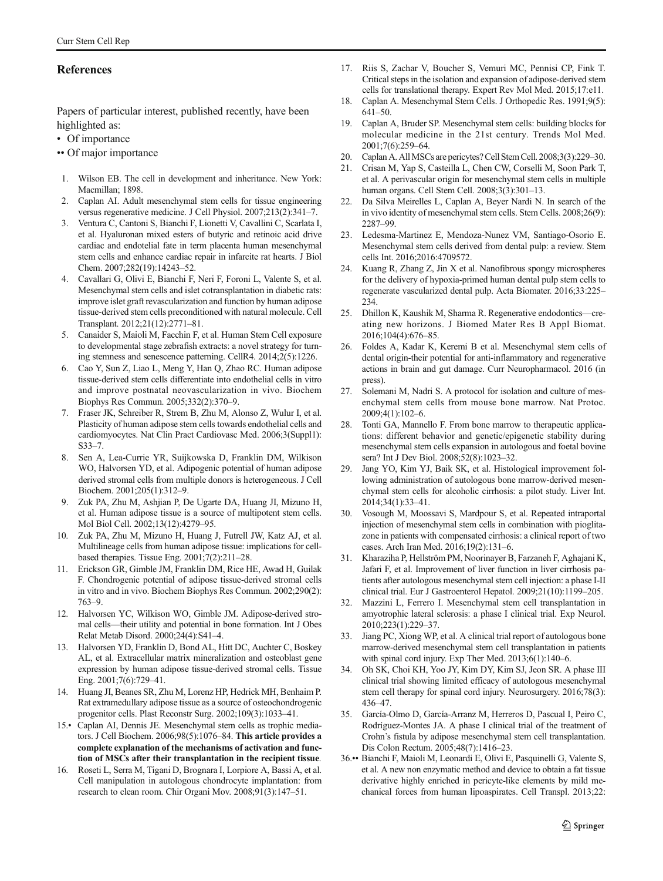## References

Papers of particular interest, published recently, have been highlighted as:

- • Of importance
- •• Of major importance

1. Wilson EB. The cell in development and inheritance. New York: Macmillan; 1898.
2. Caplan AI. Adult mesenchymal stem cells for tissue engineering versus regenerative medicine. J Cell Physiol. 2007;213(2):341–7.
3. Ventura C, Cantoni S, Bianchi F, Lionetti V, Cavallini C, Scarlata I, et al. Hyaluronan mixed esters of butyric and retinoic acid drive cardiac and endotelial fate in term placenta human mesenchymal stem cells and enhance cardiac repair in infarcite rat hearts. J Biol Chem. 2007;282(19):14243–52.
4. Cavallari G, Olivi E, Bianchi F, Neri F, Foroni L, Valente S, et al. Mesenchymal stem cells and islet cotransplantation in diabetic rats: improve islet graft revascularization and function by human adipose tissue-derived stem cells preconditioned with natural molecule. Cell Transplant. 2012;21(12):2771–81.
5. Canaider S, Maioli M, Facchin F, et al. Human Stem Cell exposure to developmental stage zebrafish extracts: a novel strategy for turning stemness and senescence patterning. CellR4. 2014;2(5):1226.
6. Cao Y, Sun Z, Liao L, Meng Y, Han Q, Zhao RC. Human adipose tissue-derived stem cells differentiate into endothelial cells in vitro and improve postnatal neovascularization in vivo. Biochem Biophys Res Commun. 2005;332(2):370–9.
7. Fraser JK, Schreiber R, Strem B, Zhu M, Alonso Z, Wulur I, et al. Plasticity of human adipose stem cells towards endothelial cells and cardiomyocytes. Nat Clin Pract Cardiovasc Med. 2006;3(Suppl1): S33–7.
8. Sen A, Lea-Currie YR, Suijkowska D, Franklin DM, Wilkison WO, Halvorsen YD, et al. Adipogenic potential of human adipose derived stromal cells from multiple donors is heterogeneous. J Cell Biochem. 2001;205(1):312–9.
9. Zuk PA, Zhu M, Ashjian P, De Ugarte DA, Huang JI, Mizuno H, et al. Human adipose tissue is a source of multipotent stem cells. Mol Biol Cell. 2002;13(12):4279–95.
10. Zuk PA, Zhu M, Mizuno H, Huang J, Futrell JW, Katz AJ, et al. Multilineage cells from human adipose tissue: implications for cell-based therapies. Tissue Eng. 2001;7(2):211–28.
11. Erickson GR, Gimble JM, Franklin DM, Rice HE, Awad H, Guilak F. Chondrogenic potential of adipose tissue-derived stromal cells in vitro and in vivo. Biochem Biophys Res Commun. 2002;290(2): 763–9.
12. Halvorsen YC, Wilkison WO, Gimble JM. Adipose-derived stromal cells—their utility and potential in bone formation. Int J Obes Relat Metab Disord. 2000;24(4):S41–4.
13. Halvorsen YD, Franklin D, Bond AL, Hitt DC, Auchter C, Boskey AL, et al. Extracellular matrix mineralization and osteoblast gene expression by human adipose tissue-derived stromal cells. Tissue Eng. 2001;7(6):729–41.
14. Huang JI, Beanes SR, Zhu M, Lorenz HP, Hedrick MH, Benhaim P. Rat extramedullary adipose tissue as a source of osteochondrogenic progenitor cells. Plast Reconstr Surg. 2002;109(3):1033–41.
15. • Caplan AI, Dennis JE. Mesenchymal stem cells as trophic mediators. J Cell Biochem. 2006;98(5):1076–84. **This article provides a complete explanation of the mechanisms of activation and function of MSCs after their transplantation in the recipient tissue**.
16. Roseti L, Serra M, Tigani D, Brognara I, Lorpiore A, Bassi A, et al. Cell manipulation in autologous chondrocyte implantation: from research to clean room. Chir Organi Mov. 2008;91(3):147–51.
17. Riis S, Zachar V, Boucher S, Vemuri MC, Pennisi CP, Fink T. Critical steps in the isolation and expansion of adipose-derived stem cells for translational therapy. Expert Rev Mol Med. 2015;17:e11.
18. Caplan A. Mesenchymal Stem Cells. J Orthopedic Res. 1991;9(5): 641–50.
19. Caplan A, Bruder SP. Mesenchymal stem cells: building blocks for molecular medicine in the 21st century. Trends Mol Med. 2001;7(6):259–64.
20. Caplan A. All MSCs are pericytes? Cell Stem Cell. 2008;3(3):229–30.
21. Crisan M, Yap S, Casteilla L, Chen CW, Corselli M, Soon Park T, et al. A perivascular origin for mesenchymal stem cells in multiple human organs. Cell Stem Cell. 2008;3(3):301–13.
22. Da Silva Meirelles L, Caplan A, Beyer Nardi N. In search of the in vivo identity of mesenchymal stem cells. Stem Cells. 2008;26(9): 2287–99.
23. Ledesma-Martinez E, Mendoza-Nunez VM, Santiago-Osorio E. Mesenchymal stem cells derived from dental pulp: a review. Stem cells Int. 2016;2016:4709572.
24. Kuang R, Zhang Z, Jin X et al. Nanofibrous spongy microspheres for the delivery of hypoxia-primed human dental pulp stem cells to regenerate vascularized dental pulp. Acta Biomater. 2016;33:225–234.
25. Dhillon K, Kaushik M, Sharma R. Regenerative endodontics—creating new horizons. J Biomed Mater Res B Appl Biomat. 2016;104(4):676–85.
26. Foldes A, Kadar K, Keremi B et al. Mesenchymal stem cells of dental origin-their potential for anti-inflammatory and regenerative actions in brain and gut damage. Curr Neuropharmacol. 2016 (in press).
27. Solemani M, Nadri S. A protocol for isolation and culture of mesenchymal stem cells from mouse bone marrow. Nat Protoc. 2009;4(1):102–6.
28. Tonti GA, Mannello F. From bone marrow to therapeutic applications: different behavior and genetic/epigenetic stability during mesenchymal stem cells expansion in autologous and foetal bovine sera? Int J Dev Biol. 2008;52(8):1023–32.
29. Jang YO, Kim YJ, Baik SK, et al. Histological improvement following administration of autologous bone marrow-derived mesenchymal stem cells for alcoholic cirrhosis: a pilot study. Liver Int. 2014;34(1):33–41.
30. Vosough M, Moossavi S, Mardpour S, et al. Repeated intraportal injection of mesenchymal stem cells in combination with pioglitazone in patients with compensated cirrhosis: a clinical report of two cases. Arch Iran Med. 2016;19(2):131–6.
31. Kharaziha P, Hellström PM, Noorinayer B, Farzaneh F, Aghajani K, Jafari F, et al. Improvement of liver function in liver cirrhosis patients after autologous mesenchymal stem cell injection: a phase I-II clinical trial. Eur J Gastroenterol Hepatol. 2009;21(10):1199–205.
32. Mazzini L, Ferrero I. Mesenchymal stem cell transplantation in amyotrophic lateral sclerosis: a phase I clinical trial. Exp Neurol. 2010;223(1):229–37.
33. Jiang PC, Xiong WP, et al. A clinical trial report of autologous bone marrow-derived mesenchymal stem cell transplantation in patients with spinal cord injury. Exp Ther Med. 2013;6(1):140–6.
34. Oh SK, Choi KH, Yoo JY, Kim DY, Kim SJ, Jeon SR. A phase III clinical trial showing limited efficacy of autologous mesenchymal stem cell therapy for spinal cord injury. Neurosurgery. 2016;78(3): 436–47.
35. García-Olmo D, García-Arranz M, Herreros D, Pascual I, Peiro C, Rodríguez-Montes JA. A phase I clinical trial of the treatment of Crohn's fistula by adipose mesenchymal stem cell transplantation. Dis Colon Rectum. 2005;48(7):1416–23.
36. •• Bianchi F, Maioli M, Leonardi E, Olivi E, Pasquinelli G, Valente S, et al. A new non enzymatic method and device to obtain a fat tissue derivative highly enriched in pericyte-like elements by mild mechanical forces from human lipoaspirates. Cell Transpl. 2013;22: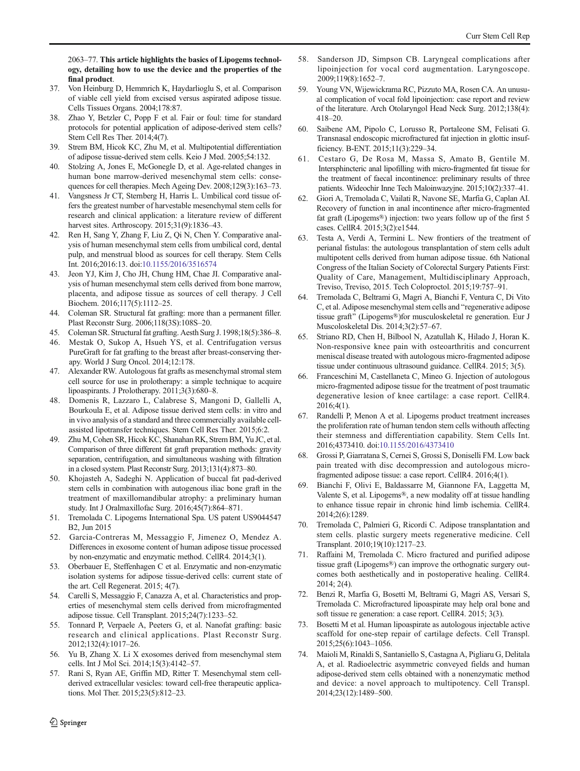2063–77. **This article highlights the basics of Lipogems technology, detailing how to use the device and the properties of the final product**.

37. Von Heinburg D, Hemmrich K, Haydarlioglu S, et al. Comparison of viable cell yield from excised versus aspirated adipose tissue. Cells Tissues Organs. 2004;178:87.
38. Zhao Y, Betzler C, Popp F et al. Fair or foul: time for standard protocols for potential application of adipose-derived stem cells? Stem Cell Res Ther. 2014;4(7).
39. Strem BM, Hicok KC, Zhu M, et al. Multipotential differentiation of adipose tissue-derived stem cells. Keio J Med. 2005;54:132.
40. Stolzing A, Jones E, McGonegle D, et al. Age-related changes in human bone marrow-derived mesenchymal stem cells: consequences for cell therapies. Mech Ageing Dev. 2008;129(3):163–73.
41. Vangsness Jr CT, Sternberg H, Harris L. Umbilical cord tissue offers the greatest number of harvestable mesenchymal stem cells for research and clinical application: a literature review of different harvest sites. Arthroscopy. 2015;31(9):1836–43.
42. Ren H, Sang Y, Zhang F, Liu Z, Qi N, Chen Y. Comparative analysis of human mesenchymal stem cells from umbilical cord, dental pulp, and menstrual blood as sources for cell therapy. Stem Cells Int. 2016;2016:13. doi:10.1155/2016/3516574
43. Jeon YJ, Kim J, Cho JH, Chung HM, Chae JI. Comparative analysis of human mesenchymal stem cells derived from bone marrow, placenta, and adipose tissue as sources of cell therapy. J Cell Biochem. 2016;117(5):1112–25.
44. Coleman SR. Structural fat grafting: more than a permanent filler. Plast Reconstr Surg. 2006;118(3S):108S–20.
45. Coleman SR. Structural fat grafting. Aesth Surg J. 1998;18(5):386–8.
46. Mestak O, Sukop A, Hsueh YS, et al. Centrifugation versus PureGraft for fat grafting to the breast after breast-conserving therapy. World J Surg Oncol. 2014;12:178.
47. Alexander RW. Autologous fat grafts as mesenchymal stromal stem cell source for use in prolotherapy: a simple technique to acquire lipoaspirants. J Prolotherapy. 2011;3(3):680–8.
48. Domenis R, Lazzaro L, Calabrese S, Mangoni D, Gallelli A, Bourkoula E, et al. Adipose tissue derived stem cells: in vitro and in vivo analysis of a standard and three commercially available cell-assisted lipotransfer techniques. Stem Cell Res Ther. 2015;6:2.
49. Zhu M, Cohen SR, Hicok KC, Shanahan RK, Strem BM, Yu JC, et al. Comparison of three different fat graft preparation methods: gravity separation, centrifugation, and simultaneous washing with filtration in a closed system. Plast Reconstr Surg. 2013;131(4):873–80.
50. Khojasteh A, Sadeghi N. Application of buccal fat pad-derived stem cells in combination with autogenous iliac bone graft in the treatment of maxillomandibular atrophy: a preliminary human study. Int J Oralmaxillofac Surg. 2016;45(7):864–871.
51. Tremolada C. Lipogems International Spa. US patent US9044547 B2, Jun 2015
52. Garcia-Contreras M, Messaggio F, Jimenez O, Mendez A. Differences in exosome content of human adipose tissue processed by non-enzymatic and enzymatic method. CellR4. 2014;3(1).
53. Oberbauer E, Steffenhagen C et al. Enzymatic and non-enzymatic isolation systems for adipose tissue-derived cells: current state of the art. Cell Regenerat. 2015; 4(7).
54. Carelli S, Messaggio F, Canazza A, et al. Characteristics and properties of mesenchymal stem cells derived from microfragmented adipose tissue. Cell Transplant. 2015;24(7):1233–52.
55. Tonnard P, Verpaele A, Peeters G, et al. Nanofat grafting: basic research and clinical applications. Plast Reconstr Surg. 2012;132(4):1017–26.
56. Yu B, Zhang X. Li X exosomes derived from mesenchymal stem cells. Int J Mol Sci. 2014;15(3):4142–57.
57. Rani S, Ryan AE, Griffin MD, Ritter T. Mesenchymal stem cell-derived extracellular vesicles: toward cell-free therapeutic applications. Mol Ther. 2015;23(5):812–23.
58. Sanderson JD, Simpson CB. Laryngeal complications after lipoinjection for vocal cord augmentation. Laryngoscope. 2009;119(8):1652–7.
59. Young VN, Wijewickrama RC, Pizzuto MA, Rosen CA. An unusual complication of vocal fold lipoinjection: case report and review of the literature. Arch Otolaryngol Head Neck Surg. 2012;138(4): 418–20.
60. Saibene AM, Pipolo C, Lorusso R, Portaleone SM, Felisati G. Transnasal endoscopic microfractured fat injection in glottic insufficiency. B-ENT. 2015;11(3):229–34.
61. Cestaro G, De Rosa M, Massa S, Amato B, Gentile M. Intersphincteric anal lipofilling with micro-fragmented fat tissue for the treatment of faecal incontinence: preliminary results of three patients. Wideochir Inne Tech Maloinwazyjne. 2015;10(2):337–41.
62. Giori A, Tremolada C, Vailati R, Navone SE, Marfia G, Caplan AI. Recovery of function in anal incontinence after micro-fragmented fat graft (Lipogems®) injection: two years follow up of the first 5 cases. CellR4. 2015;3(2):e1544.
63. Testa A, Verdi A, Termini L. New frontiers of the treatment of perianal fistulas: the autologous transplantation of stem cells adult multipotent cells derived from human adipose tissue. 6th National Congress of the Italian Society of Colorectal Surgery Patients First: Quality of Care, Management, Multidisciplinary Approach, Treviso, Treviso, 2015. Tech Coloproctol. 2015;19:757–91.
64. Tremolada C, Beltrami G, Magri A, Bianchi F, Ventura C, Di Vito C, et al. Adipose mesenchymal stem cells and "regenerative adipose tissue graft" (Lipogems®)for musculoskeletal re generation. Eur J Muscoloskeletal Dis. 2014;3(2):57–67.
65. Striano RD, Chen H, Bilbool N, Azatullah K, Hilado J, Horan K. Non-responsive knee pain with osteoarthritis and concurrent meniscal disease treated with autologous micro-fragmented adipose tissue under continuous ultrasound guidance. CellR4. 2015; 3(5).
66. Franceschini M, Castellaneta C, Mineo G. Injection of autologous micro-fragmented adipose tissue for the treatment of post traumatic degenerative lesion of knee cartilage: a case report. CellR4. 2016;4(1).
67. Randelli P, Menon A et al. Lipogems product treatment increases the proliferation rate of human tendon stem cells withouth affecting their stemness and differentiation capability. Stem Cells Int. 2016;4373410. doi:10.1155/2016/4373410
68. Grossi P, Giarratana S, Cernei S, Grossi S, Doniselli FM. Low back pain treated with disc decompression and autologous micro-fragmented adipose tissue: a case report. CellR4. 2016;4(1).
69. Bianchi F, Olivi E, Baldassarre M, Giannone FA, Laggetta M, Valente S, et al. Lipogems®, a new modality off at tissue handling to enhance tissue repair in chronic hind limb ischemia. CellR4. 2014;2(6):1289.
70. Tremolada C, Palmieri G, Ricordi C. Adipose transplantation and stem cells. plastic surgery meets regenerative medicine. Cell Transplant. 2010;19(10):1217–23.
71. Raffaini M, Tremolada C. Micro fractured and purified adipose tissue graft (Lipogems®) can improve the orthognatic surgery outcomes both aesthetically and in postoperative healing. CellR4. 2014; 2(4).
72. Benzi R, Marfia G, Bosetti M, Beltrami G, Magri AS, Versari S, Tremolada C. Microfractured lipoaspirate may help oral bone and soft tissue re generation: a case report. CellR4. 2015; 3(3).
73. Bosetti M et al. Human lipoaspirate as autologous injectable active scaffold for one-step repair of cartilage defects. Cell Transpl. 2015;25(6):1043–1056.
74. Maioli M, Rinaldi S, Santaniello S, Castagna A, Pigliaru G, Delitala A, et al. Radioelectric asymmetric conveyed fields and human adipose-derived stem cells obtained with a nonenzymatic method and device: a novel approach to multipotency. Cell Transpl. 2014;23(12):1489–500.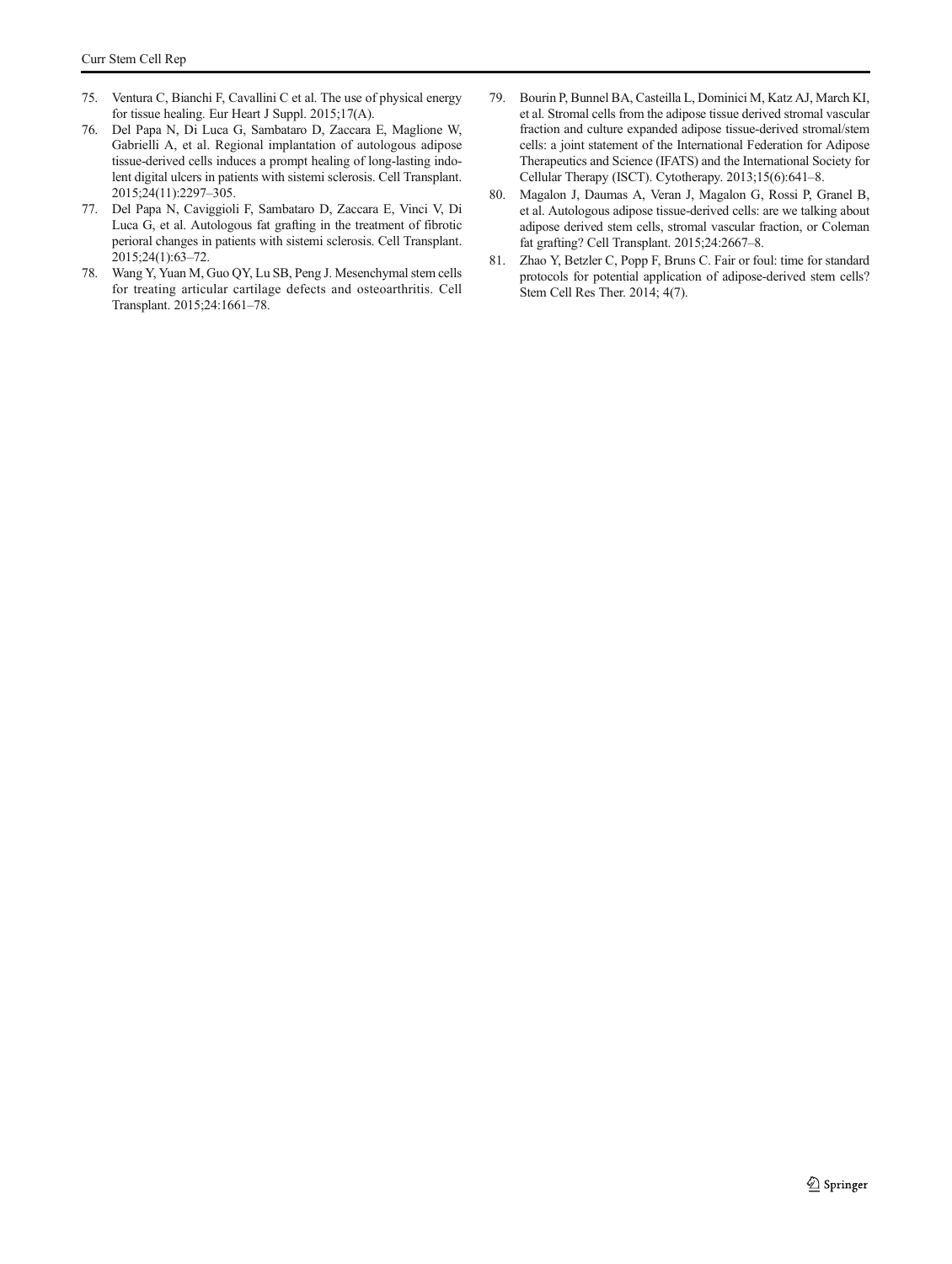75. Ventura C, Bianchi F, Cavallini C et al. The use of physical energy for tissue healing. Eur Heart J Suppl. 2015;17(A).
76. Del Papa N, Di Luca G, Sambataro D, Zaccara E, Maglione W, Gabrielli A, et al. Regional implantation of autologous adipose tissue-derived cells induces a prompt healing of long-lasting indolent digital ulcers in patients with sistemi sclerosis. Cell Transplant. 2015;24(11):2297–305.
77. Del Papa N, Caviggioli F, Sambataro D, Zaccara E, Vinci V, Di Luca G, et al. Autologous fat grafting in the treatment of fibrotic perioral changes in patients with sistemi sclerosis. Cell Transplant. 2015;24(1):63–72.
78. Wang Y, Yuan M, Guo QY, Lu SB, Peng J. Mesenchymal stem cells for treating articular cartilage defects and osteoarthritis. Cell Transplant. 2015;24:1661–78.
79. Bourin P, Bunnel BA, Casteilla L, Dominici M, Katz AJ, March KI, et al. Stromal cells from the adipose tissue derived stromal vascular fraction and culture expanded adipose tissue-derived stromal/stem cells: a joint statement of the International Federation for Adipose Therapeutics and Science (IFATS) and the International Society for Cellular Therapy (ISCT). Cytotherapy. 2013;15(6):641–8.
80. Magalon J, Daumas A, Veran J, Magalon G, Rossi P, Granel B, et al. Autologous adipose tissue-derived cells: are we talking about adipose derived stem cells, stromal vascular fraction, or Coleman fat grafting? Cell Transplant. 2015;24:2667–8.
81. Zhao Y, Betzler C, Popp F, Bruns C. Fair or foul: time for standard protocols for potential application of adipose-derived stem cells? Stem Cell Res Ther. 2014; 4(7).